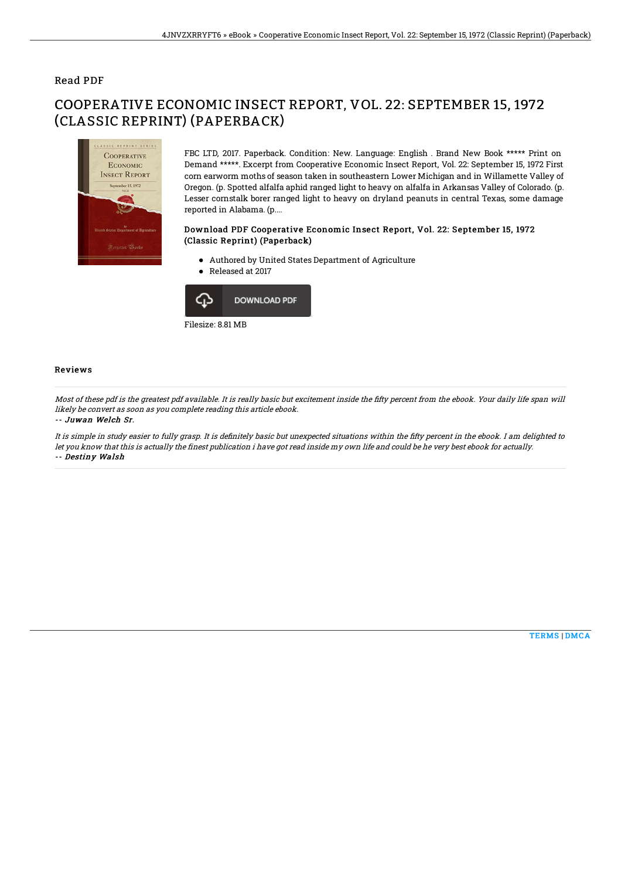## Read PDF

# COOPERATIVE ECONOMIC INSECT REPORT, VOL. 22: SEPTEMBER 15, 1972 (CLASSIC REPRINT) (PAPERBACK)

FBC LTD, 2017. Paperback. Condition: New. Language: English . Brand New Book ***** Print on Demand *****. Excerpt from Cooperative Economic Insect Report, Vol. 22: September 15, 1972 First corn earworm moths of season taken in southeastern Lower Michigan and in Willamette Valley of Oregon. (p. Spotted alfalfa aphid ranged light to heavy on alfalfa in Arkansas Valley of Colorado. (p. Lesser cornstalk borer ranged light to heavy on dryland peanuts in central Texas, some damage reported in Alabama. (p....

### Download PDF Cooperative Economic Insect Report, Vol. 22: September 15, 1972 (Classic Reprint) (Paperback)

- Authored by United States Department of Agriculture
- Released at 2017

DOWNLOAD PDF

Filesize: 8.81 MB

### Reviews

*Most of these pdf is the greatest pdf available. It is really basic but excitement inside the fifty percent from the ebook. Your daily life span will likely be convert as soon as you complete reading this article ebook.*

-- *Juwan Welch Sr.*

*It is simple in study easier to fully grasp. It is definitely basic but unexpected situations within the fifty percent in the ebook. I am delighted to let you know that this is actually the finest publication i have got read inside my own life and could be he very best ebook for actually.*

-- *Destiny Walsh*

TERMS | DMCA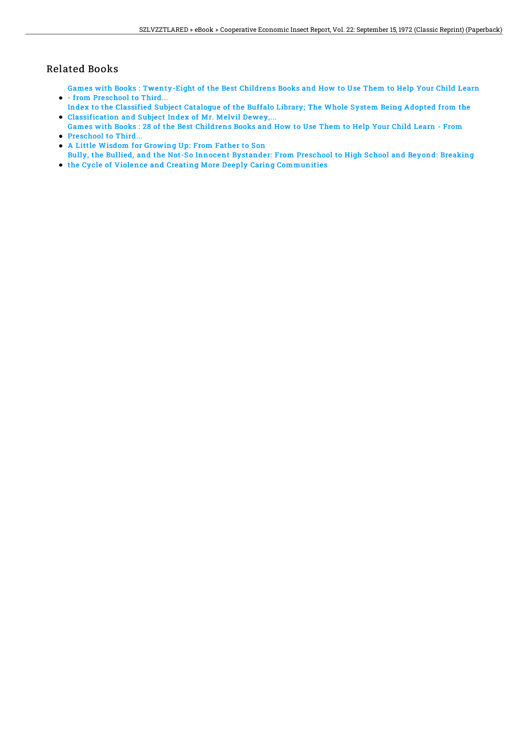## Related Books

- Games with Books : Twenty-Eight of the Best Childrens Books and How to Use Them to Help Your Child Learn - from Preschool to Third...
- Index to the Classified Subject Catalogue of the Buffalo Library; The Whole System Being Adopted from the Classification and Subject Index of Mr. Melvil Dewey,...
- Games with Books : 28 of the Best Childrens Books and How to Use Them to Help Your Child Learn - From Preschool to Third...
- A Little Wisdom for Growing Up: From Father to Son
- Bully, the Bullied, and the Not-So Innocent Bystander: From Preschool to High School and Beyond: Breaking the Cycle of Violence and Creating More Deeply Caring Communities